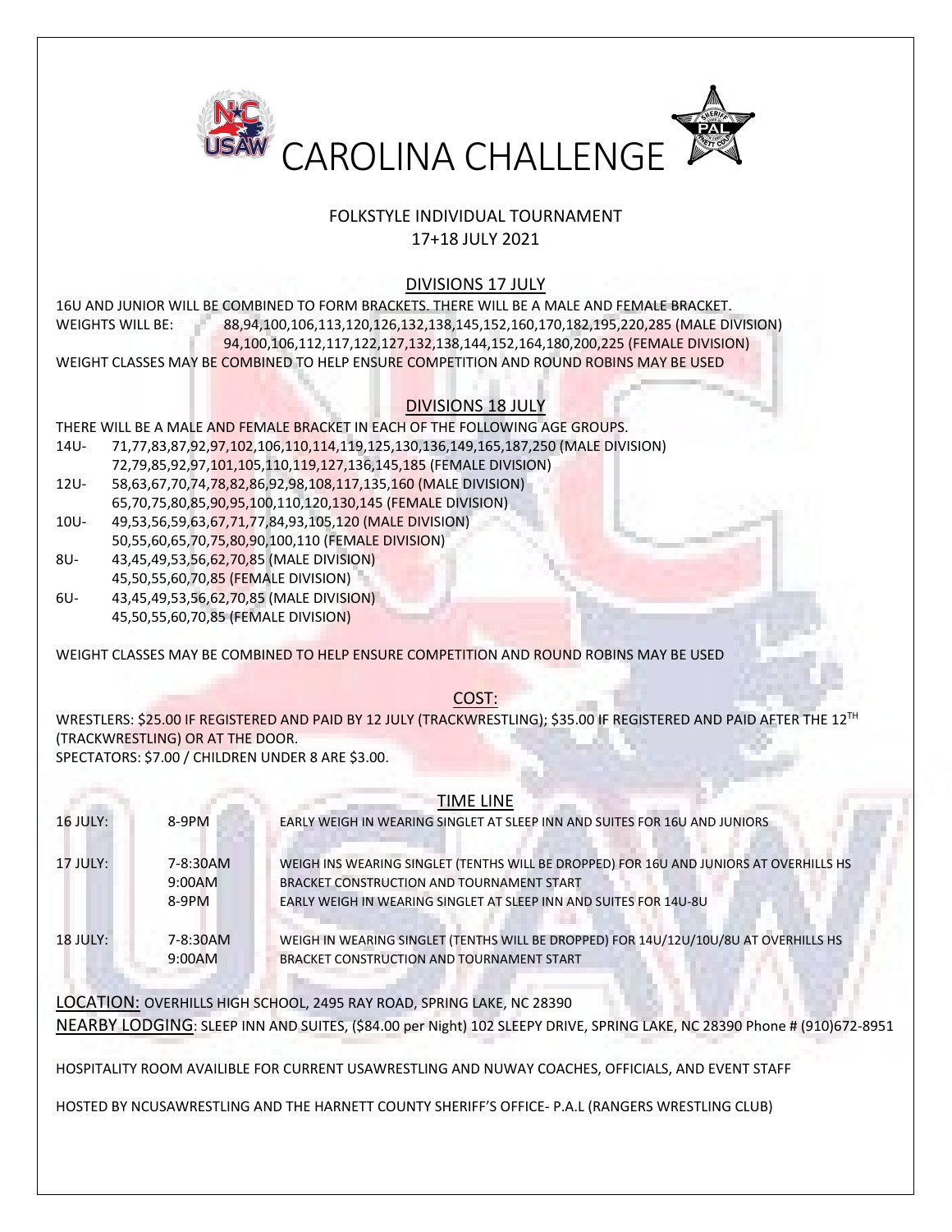# CAROLINA CHALLENGE

FOLKSTYLE INDIVIDUAL TOURNAMENT
17+18 JULY 2021

## DIVISIONS 17 JULY

16U AND JUNIOR WILL BE COMBINED TO FORM BRACKETS. THERE WILL BE A MALE AND FEMALE BRACKET.

WEIGHTS WILL BE: 88,94,100,106,113,120,126,132,138,145,152,160,170,182,195,220,285 (MALE DIVISION)
94,100,106,112,117,122,127,132,138,144,152,164,180,200,225 (FEMALE DIVISION)

WEIGHT CLASSES MAY BE COMBINED TO HELP ENSURE COMPETITION AND ROUND ROBINS MAY BE USED

## DIVISIONS 18 JULY

THERE WILL BE A MALE AND FEMALE BRACKET IN EACH OF THE FOLLOWING AGE GROUPS.

- 14U- 71,77,83,87,92,97,102,106,110,114,119,125,130,136,149,165,187,250 (MALE DIVISION)
  72,79,85,92,97,101,105,110,119,127,136,145,185 (FEMALE DIVISION)
- 12U- 58,63,67,70,74,78,82,86,92,98,108,117,135,160 (MALE DIVISION)
  65,70,75,80,85,90,95,100,110,120,130,145 (FEMALE DIVISION)
- 10U- 49,53,56,59,63,67,71,77,84,93,105,120 (MALE DIVISION)
  50,55,60,65,70,75,80,90,100,110 (FEMALE DIVISION)
- 8U- 43,45,49,53,56,62,70,85 (MALE DIVISION)
  45,50,55,60,70,85 (FEMALE DIVISION)
- 6U- 43,45,49,53,56,62,70,85 (MALE DIVISION)
  45,50,55,60,70,85 (FEMALE DIVISION)

WEIGHT CLASSES MAY BE COMBINED TO HELP ENSURE COMPETITION AND ROUND ROBINS MAY BE USED

## COST:

WRESTLERS: $25.00 IF REGISTERED AND PAID BY 12 JULY (TRACKWRESTLING); $35.00 IF REGISTERED AND PAID AFTER THE 12TH (TRACKWRESTLING) OR AT THE DOOR.

SPECTATORS: $7.00 / CHILDREN UNDER 8 ARE $3.00.

## TIME LINE

| | | |
|---|---|---|
| 16 JULY: | 8-9PM | EARLY WEIGH IN WEARING SINGLET AT SLEEP INN AND SUITES FOR 16U AND JUNIORS |
| 17 JULY: | 7-8:30AM | WEIGH INS WEARING SINGLET (TENTHS WILL BE DROPPED) FOR 16U AND JUNIORS AT OVERHILLS HS |
| | 9:00AM | BRACKET CONSTRUCTION AND TOURNAMENT START |
| | 8-9PM | EARLY WEIGH IN WEARING SINGLET AT SLEEP INN AND SUITES FOR 14U-8U |
| 18 JULY: | 7-8:30AM | WEIGH IN WEARING SINGLET (TENTHS WILL BE DROPPED) FOR 14U/12U/10U/8U AT OVERHILLS HS |
| | 9:00AM | BRACKET CONSTRUCTION AND TOURNAMENT START |

LOCATION: OVERHILLS HIGH SCHOOL, 2495 RAY ROAD, SPRING LAKE, NC 28390

NEARBY LODGING: SLEEP INN AND SUITES, ($84.00 per Night) 102 SLEEPY DRIVE, SPRING LAKE, NC 28390 Phone # (910)672-8951

HOSPITALITY ROOM AVAILIBLE FOR CURRENT USAWRESTLING AND NUWAY COACHES, OFFICIALS, AND EVENT STAFF

HOSTED BY NCUSAWRESTLING AND THE HARNETT COUNTY SHERIFF'S OFFICE- P.A.L (RANGERS WRESTLING CLUB)